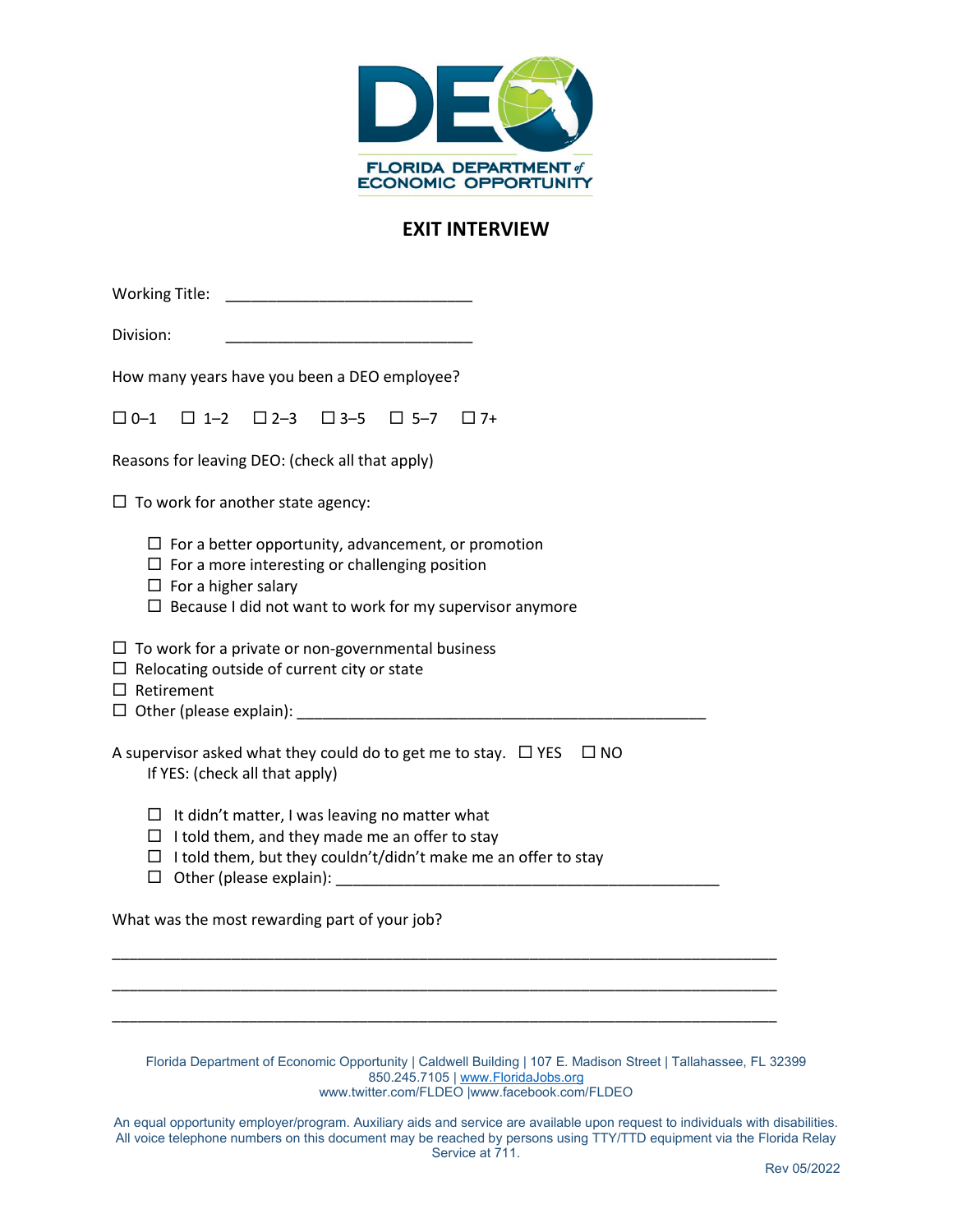FLORIDA DEPARTMENT of ECONOMIC OPPORTUNITY

# EXIT INTERVIEW

Working Title: _____________________________

Division: _____________________________

How many years have you been a DEO employee?

☐ 0–1 ☐ 1–2 ☐ 2–3 ☐ 3–5 ☐ 5–7 ☐ 7+

Reasons for leaving DEO: (check all that apply)

☐ To work for another state agency:

- ☐ For a better opportunity, advancement, or promotion
- ☐ For a more interesting or challenging position
- ☐ For a higher salary
- ☐ Because I did not want to work for my supervisor anymore

☐ To work for a private or non-governmental business
☐ Relocating outside of current city or state
☐ Retirement
☐ Other (please explain): _________________________________________________

A supervisor asked what they could do to get me to stay. ☐ YES ☐ NO
If YES: (check all that apply)

- ☐ It didn't matter, I was leaving no matter what
- ☐ I told them, and they made me an offer to stay
- ☐ I told them, but they couldn't/didn't make me an offer to stay
- ☐ Other (please explain): ______________________________________________

What was the most rewarding part of your job?

_______________________________________________________________________________

_______________________________________________________________________________

_______________________________________________________________________________

Florida Department of Economic Opportunity | Caldwell Building | 107 E. Madison Street | Tallahassee, FL 32399
850.245.7105 | www.FloridaJobs.org
www.twitter.com/FLDEO |www.facebook.com/FLDEO

An equal opportunity employer/program. Auxiliary aids and service are available upon request to individuals with disabilities. All voice telephone numbers on this document may be reached by persons using TTY/TTD equipment via the Florida Relay Service at 711.

Rev 05/2022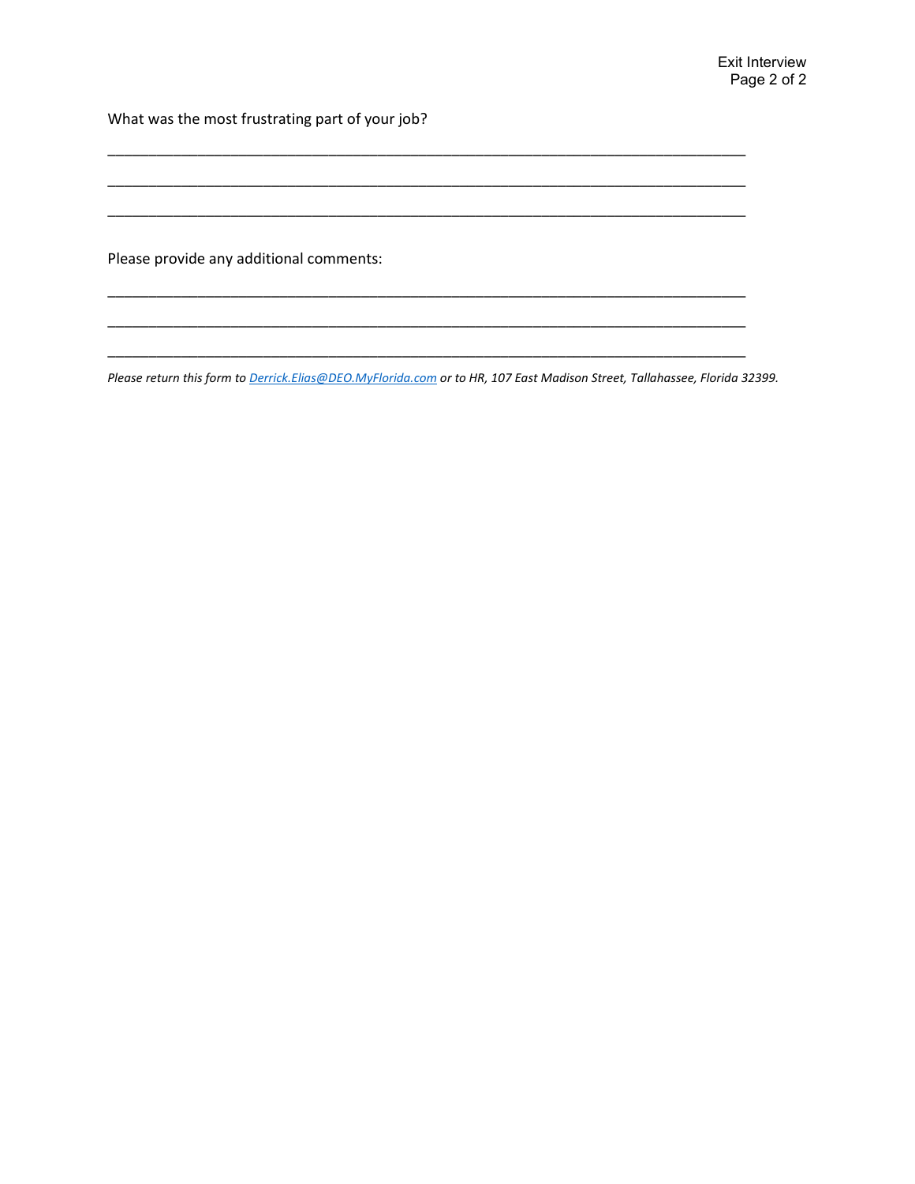What was the most frustrating part of your job?

______________________________________________________________________________

______________________________________________________________________________

______________________________________________________________________________

Please provide any additional comments:

______________________________________________________________________________

______________________________________________________________________________

______________________________________________________________________________

*Please return this form to [Derrick.Elias@DEO.MyFlorida.com](mailto:Derrick.Elias@DEO.MyFlorida.com) or to HR, 107 East Madison Street, Tallahassee, Florida 32399.*